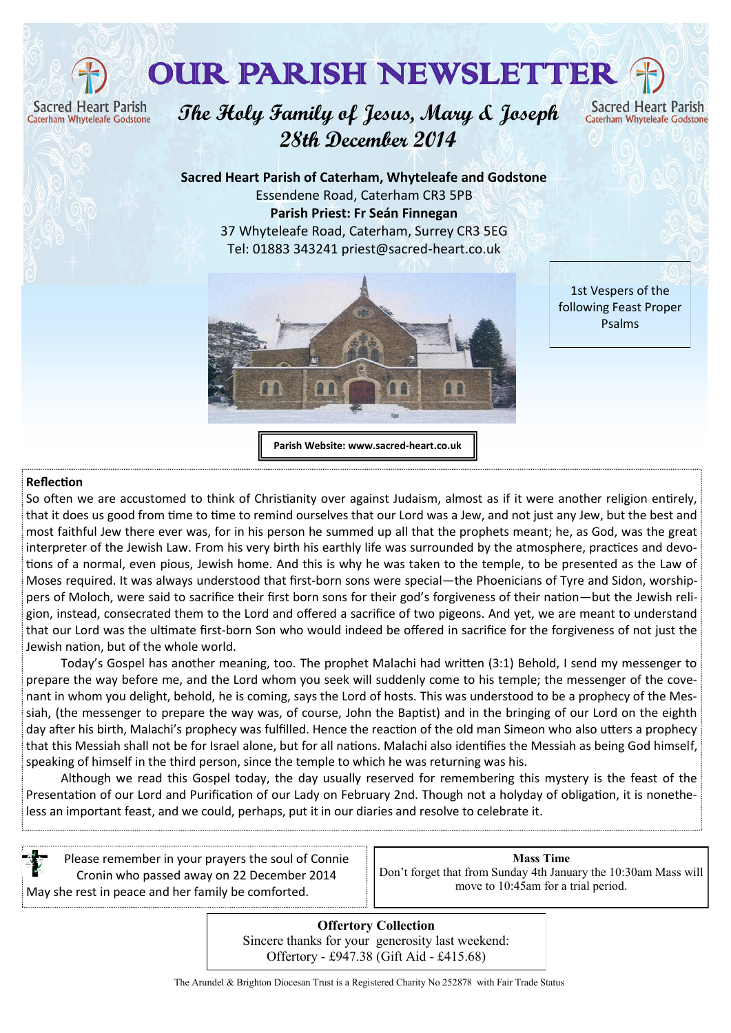# OUR PARISH NEWSLETTER

Sacred Heart Parish
Caterham Whyteleafe Godstone

## The Holy Family of Jesus, Mary & Joseph
## 28th December 2014

**Sacred Heart Parish of Caterham, Whyteleafe and Godstone**
Essendene Road, Caterham CR3 5PB
**Parish Priest: Fr Seán Finnegan**
37 Whyteleafe Road, Caterham, Surrey CR3 5EG
Tel: 01883 343241 priest@sacred-heart.co.uk

1st Vespers of the following Feast Proper Psalms

**Parish Website: www.sacred-heart.co.uk**

**Reflection**

So often we are accustomed to think of Christianity over against Judaism, almost as if it were another religion entirely, that it does us good from time to time to remind ourselves that our Lord was a Jew, and not just any Jew, but the best and most faithful Jew there ever was, for in his person he summed up all that the prophets meant; he, as God, was the great interpreter of the Jewish Law. From his very birth his earthly life was surrounded by the atmosphere, practices and devotions of a normal, even pious, Jewish home. And this is why he was taken to the temple, to be presented as the Law of Moses required. It was always understood that first-born sons were special—the Phoenicians of Tyre and Sidon, worshippers of Moloch, were said to sacrifice their first born sons for their god's forgiveness of their nation—but the Jewish religion, instead, consecrated them to the Lord and offered a sacrifice of two pigeons. And yet, we are meant to understand that our Lord was the ultimate first-born Son who would indeed be offered in sacrifice for the forgiveness of not just the Jewish nation, but of the whole world.

Today's Gospel has another meaning, too. The prophet Malachi had written (3:1) Behold, I send my messenger to prepare the way before me, and the Lord whom you seek will suddenly come to his temple; the messenger of the covenant in whom you delight, behold, he is coming, says the Lord of hosts. This was understood to be a prophecy of the Messiah, (the messenger to prepare the way was, of course, John the Baptist) and in the bringing of our Lord on the eighth day after his birth, Malachi's prophecy was fulfilled. Hence the reaction of the old man Simeon who also utters a prophecy that this Messiah shall not be for Israel alone, but for all nations. Malachi also identifies the Messiah as being God himself, speaking of himself in the third person, since the temple to which he was returning was his.

Although we read this Gospel today, the day usually reserved for remembering this mystery is the feast of the Presentation of our Lord and Purification of our Lady on February 2nd. Though not a holyday of obligation, it is nonetheless an important feast, and we could, perhaps, put it in our diaries and resolve to celebrate it.

Please remember in your prayers the soul of Connie Cronin who passed away on 22 December 2014
May she rest in peace and her family be comforted.

**Mass Time**
Don't forget that from Sunday 4th January the 10:30am Mass will move to 10:45am for a trial period.

**Offertory Collection**
Sincere thanks for your generosity last weekend:
Offertory - £947.38 (Gift Aid - £415.68)

The Arundel & Brighton Diocesan Trust is a Registered Charity No 252878 with Fair Trade Status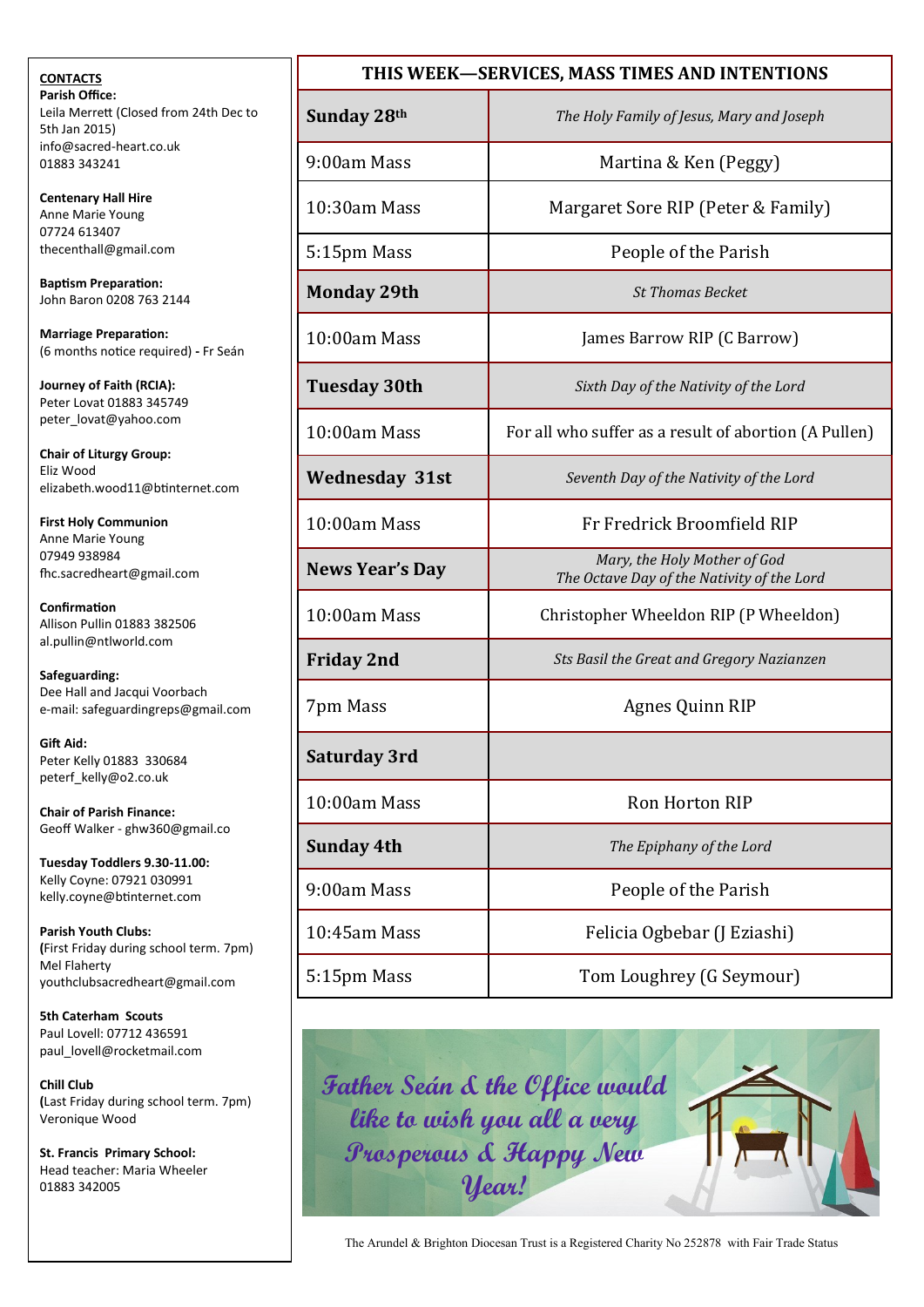**CONTACTS**

**Parish Office:**
Leila Merrett (Closed from 24th Dec to 5th Jan 2015)
info@sacred-heart.co.uk
01883 343241

**Centenary Hall Hire**
Anne Marie Young
07724 613407
thecenthall@gmail.com

**Baptism Preparation:**
John Baron 0208 763 2144

**Marriage Preparation:**
(6 months notice required) **-** Fr Seán

**Journey of Faith (RCIA):**
Peter Lovat 01883 345749
peter_lovat@yahoo.com

**Chair of Liturgy Group:**
Eliz Wood
elizabeth.wood11@btinternet.com

**First Holy Communion**
Anne Marie Young
07949 938984
fhc.sacredheart@gmail.com

**Confirmation**
Allison Pullin 01883 382506
al.pullin@ntlworld.com

**Safeguarding:**
Dee Hall and Jacqui Voorbach
e-mail: safeguardingreps@gmail.com

**Gift Aid:**
Peter Kelly 01883 330684
peterf_kelly@o2.co.uk

**Chair of Parish Finance:**
Geoff Walker - ghw360@gmail.co

**Tuesday Toddlers 9.30-11.00:**
Kelly Coyne: 07921 030991
kelly.coyne@btinternet.com

**Parish Youth Clubs:**
**(**First Friday during school term. 7pm)
Mel Flaherty
youthclubsacredheart@gmail.com

**5th Caterham Scouts**
Paul Lovell: 07712 436591
paul_lovell@rocketmail.com

**Chill Club**
**(**Last Friday during school term. 7pm)
Veronique Wood

**St. Francis Primary School:**
Head teacher: Maria Wheeler
01883 342005

## THIS WEEK—SERVICES, MASS TIMES AND INTENTIONS

| | |
|---|---|
| **Sunday 28th** | *The Holy Family of Jesus, Mary and Joseph* |
| 9:00am Mass | Martina & Ken (Peggy) |
| 10:30am Mass | Margaret Sore RIP (Peter & Family) |
| 5:15pm Mass | People of the Parish |
| **Monday 29th** | *St Thomas Becket* |
| 10:00am Mass | James Barrow RIP (C Barrow) |
| **Tuesday 30th** | *Sixth Day of the Nativity of the Lord* |
| 10:00am Mass | For all who suffer as a result of abortion (A Pullen) |
| **Wednesday 31st** | *Seventh Day of the Nativity of the Lord* |
| 10:00am Mass | Fr Fredrick Broomfield RIP |
| **News Year's Day** | *Mary, the Holy Mother of God The Octave Day of the Nativity of the Lord* |
| 10:00am Mass | Christopher Wheeldon RIP (P Wheeldon) |
| **Friday 2nd** | *Sts Basil the Great and Gregory Nazianzen* |
| 7pm Mass | Agnes Quinn RIP |
| **Saturday 3rd** | |
| 10:00am Mass | Ron Horton RIP |
| **Sunday 4th** | *The Epiphany of the Lord* |
| 9:00am Mass | People of the Parish |
| 10:45am Mass | Felicia Ogbebar (J Eziashi) |
| 5:15pm Mass | Tom Loughrey (G Seymour) |

*Father Seán & the Office would like to wish you all a very Prosperous & Happy New Year!*

The Arundel & Brighton Diocesan Trust is a Registered Charity No 252878 with Fair Trade Status